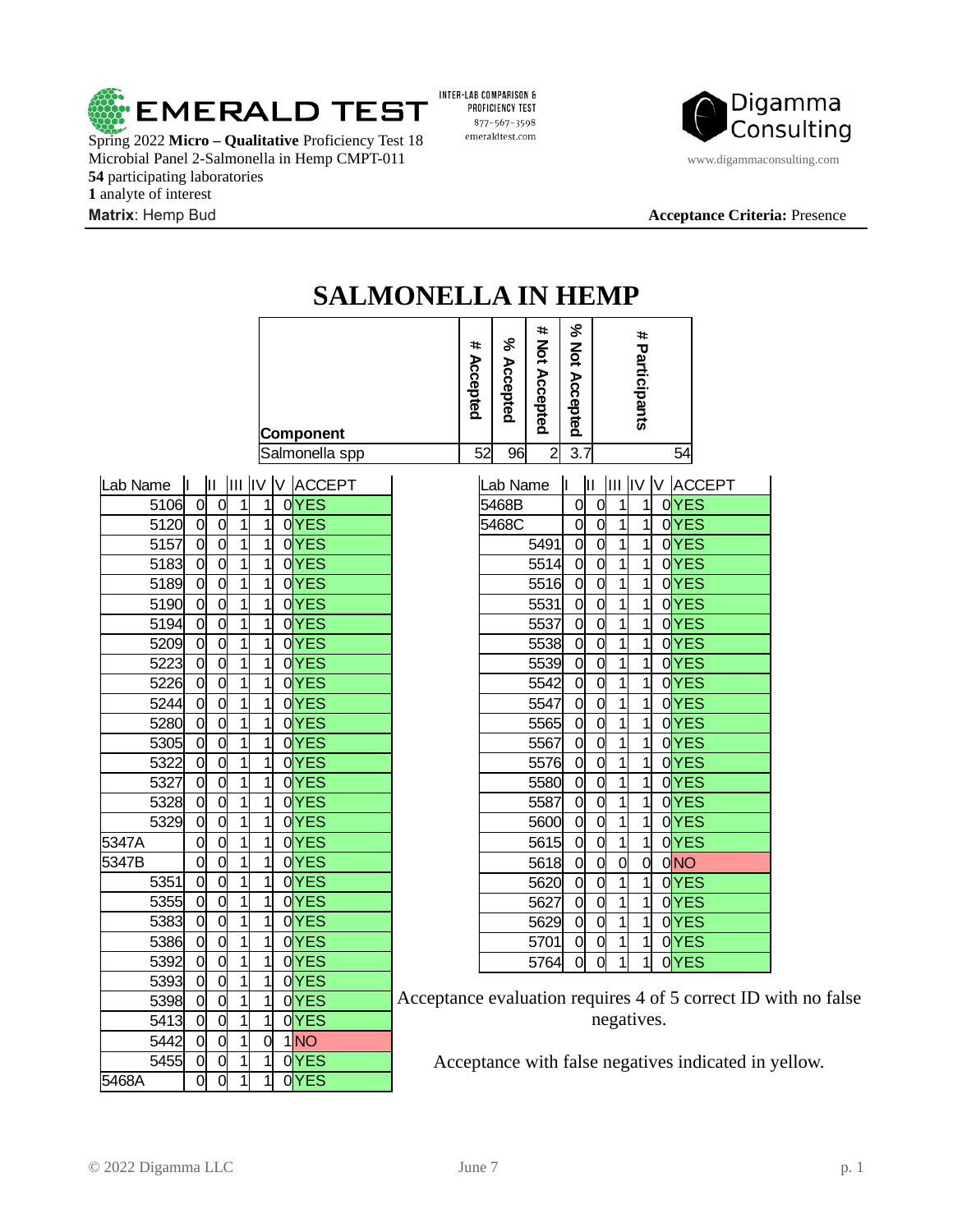EMERALD TEST

INTER-LAB COMPARISON & PROFICIENCY TEST
877-567-3598
emeraldtest.com

Digamma Consulting
www.digammaconsulting.com

Spring 2022 **Micro – Qualitative** Proficiency Test 18
Microbial Panel 2-Salmonella in Hemp CMPT-011
**54** participating laboratories
**1** analyte of interest
**Matrix**: Hemp Bud

**Acceptance Criteria:** Presence

# SALMONELLA IN HEMP

| Component | # Accepted | % Accepted | # Not Accepted | % Not Accepted | # Participants |
|---|---|---|---|---|---|
| Salmonella spp | 52 | 96 | 2 | 3.7 | 54 |

| Lab Name | I | II | III | IV | V | ACCEPT |
|---|---|---|---|---|---|---|
| 5106 | 0 | 0 | 1 | 1 | 0 | YES |
| 5120 | 0 | 0 | 1 | 1 | 0 | YES |
| 5157 | 0 | 0 | 1 | 1 | 0 | YES |
| 5183 | 0 | 0 | 1 | 1 | 0 | YES |
| 5189 | 0 | 0 | 1 | 1 | 0 | YES |
| 5190 | 0 | 0 | 1 | 1 | 0 | YES |
| 5194 | 0 | 0 | 1 | 1 | 0 | YES |
| 5209 | 0 | 0 | 1 | 1 | 0 | YES |
| 5223 | 0 | 0 | 1 | 1 | 0 | YES |
| 5226 | 0 | 0 | 1 | 1 | 0 | YES |
| 5244 | 0 | 0 | 1 | 1 | 0 | YES |
| 5280 | 0 | 0 | 1 | 1 | 0 | YES |
| 5305 | 0 | 0 | 1 | 1 | 0 | YES |
| 5322 | 0 | 0 | 1 | 1 | 0 | YES |
| 5327 | 0 | 0 | 1 | 1 | 0 | YES |
| 5328 | 0 | 0 | 1 | 1 | 0 | YES |
| 5329 | 0 | 0 | 1 | 1 | 0 | YES |
| 5347A | 0 | 0 | 1 | 1 | 0 | YES |
| 5347B | 0 | 0 | 1 | 1 | 0 | YES |
| 5351 | 0 | 0 | 1 | 1 | 0 | YES |
| 5355 | 0 | 0 | 1 | 1 | 0 | YES |
| 5383 | 0 | 0 | 1 | 1 | 0 | YES |
| 5386 | 0 | 0 | 1 | 1 | 0 | YES |
| 5392 | 0 | 0 | 1 | 1 | 0 | YES |
| 5393 | 0 | 0 | 1 | 1 | 0 | YES |
| 5398 | 0 | 0 | 1 | 1 | 0 | YES |
| 5413 | 0 | 0 | 1 | 1 | 0 | YES |
| 5442 | 0 | 0 | 1 | 0 | 1 | NO |
| 5455 | 0 | 0 | 1 | 1 | 0 | YES |
| 5468A | 0 | 0 | 1 | 1 | 0 | YES |
| 5468B | 0 | 0 | 1 | 1 | 0 | YES |
| 5468C | 0 | 0 | 1 | 1 | 0 | YES |
| 5491 | 0 | 0 | 1 | 1 | 0 | YES |
| 5514 | 0 | 0 | 1 | 1 | 0 | YES |
| 5516 | 0 | 0 | 1 | 1 | 0 | YES |
| 5531 | 0 | 0 | 1 | 1 | 0 | YES |
| 5537 | 0 | 0 | 1 | 1 | 0 | YES |
| 5538 | 0 | 0 | 1 | 1 | 0 | YES |
| 5539 | 0 | 0 | 1 | 1 | 0 | YES |
| 5542 | 0 | 0 | 1 | 1 | 0 | YES |
| 5547 | 0 | 0 | 1 | 1 | 0 | YES |
| 5565 | 0 | 0 | 1 | 1 | 0 | YES |
| 5567 | 0 | 0 | 1 | 1 | 0 | YES |
| 5576 | 0 | 0 | 1 | 1 | 0 | YES |
| 5580 | 0 | 0 | 1 | 1 | 0 | YES |
| 5587 | 0 | 0 | 1 | 1 | 0 | YES |
| 5600 | 0 | 0 | 1 | 1 | 0 | YES |
| 5615 | 0 | 0 | 1 | 1 | 0 | YES |
| 5618 | 0 | 0 | 0 | 0 | 0 | NO |
| 5620 | 0 | 0 | 1 | 1 | 0 | YES |
| 5627 | 0 | 0 | 1 | 1 | 0 | YES |
| 5629 | 0 | 0 | 1 | 1 | 0 | YES |
| 5701 | 0 | 0 | 1 | 1 | 0 | YES |
| 5764 | 0 | 0 | 1 | 1 | 0 | YES |

Acceptance evaluation requires 4 of 5 correct ID with no false negatives.

Acceptance with false negatives indicated in yellow.

© 2022 Digamma LLC June 7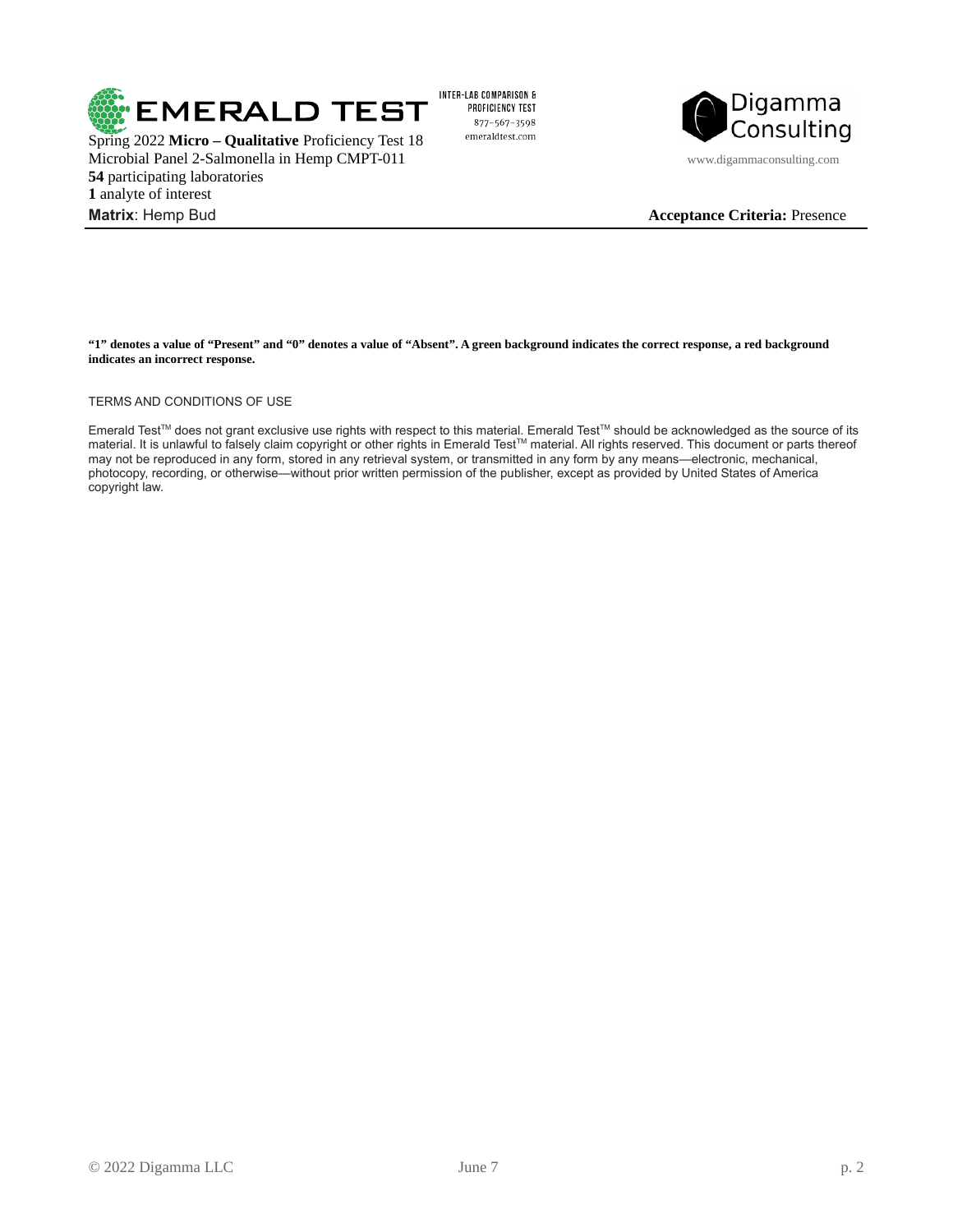Spring 2022 **Micro – Qualitative** Proficiency Test 18
Microbial Panel 2-Salmonella in Hemp CMPT-011
**54** participating laboratories
**1** analyte of interest

**Matrix**: Hemp Bud

**Acceptance Criteria:** Presence

**"1" denotes a value of "Present" and "0" denotes a value of "Absent". A green background indicates the correct response, a red background indicates an incorrect response.**

TERMS AND CONDITIONS OF USE

Emerald Test™ does not grant exclusive use rights with respect to this material. Emerald Test™ should be acknowledged as the source of its material. It is unlawful to falsely claim copyright or other rights in Emerald Test™ material. All rights reserved. This document or parts thereof may not be reproduced in any form, stored in any retrieval system, or transmitted in any form by any means—electronic, mechanical, photocopy, recording, or otherwise—without prior written permission of the publisher, except as provided by United States of America copyright law.